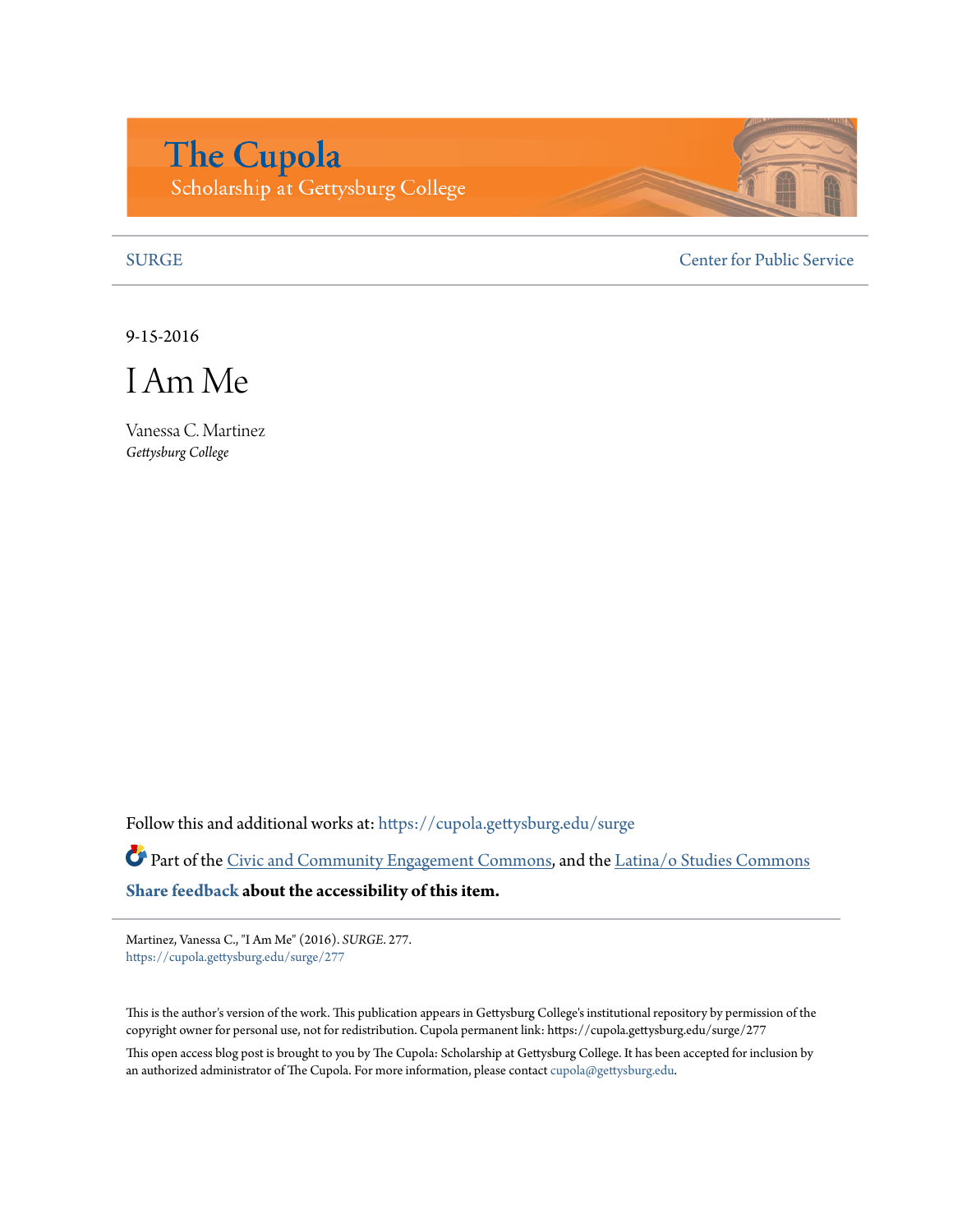# The Cupola

Scholarship at Gettysburg College

SURGE

Center for Public Service

9-15-2016

# I Am Me

Vanessa C. Martinez
*Gettysburg College*

Follow this and additional works at: https://cupola.gettysburg.edu/surge

Part of the Civic and Community Engagement Commons, and the Latina/o Studies Commons

**Share feedback about the accessibility of this item.**

Martinez, Vanessa C., "I Am Me" (2016). *SURGE*. 277.
https://cupola.gettysburg.edu/surge/277

This is the author's version of the work. This publication appears in Gettysburg College's institutional repository by permission of the copyright owner for personal use, not for redistribution. Cupola permanent link: https://cupola.gettysburg.edu/surge/277

This open access blog post is brought to you by The Cupola: Scholarship at Gettysburg College. It has been accepted for inclusion by an authorized administrator of The Cupola. For more information, please contact cupola@gettysburg.edu.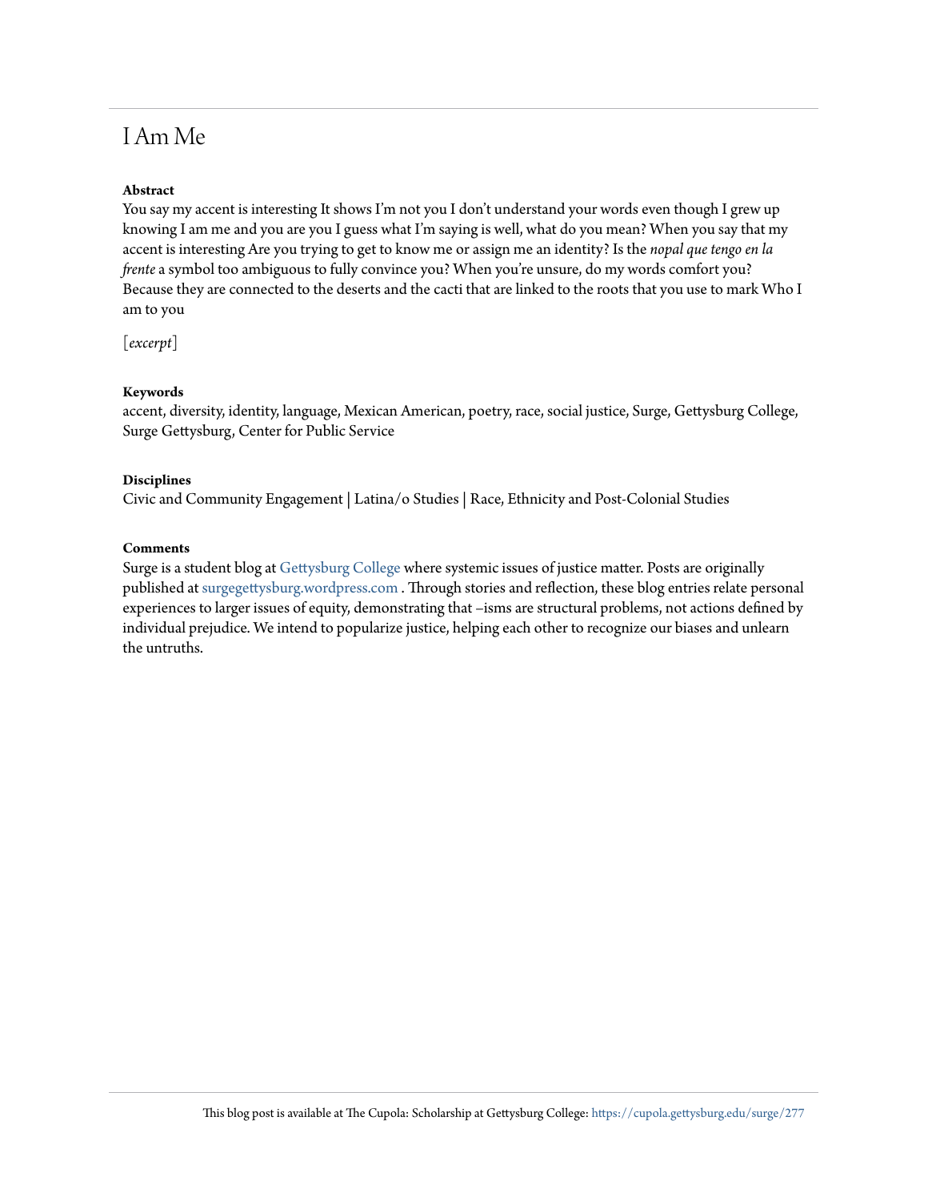# I Am Me

**Abstract**

You say my accent is interesting It shows I'm not you I don't understand your words even though I grew up knowing I am me and you are you I guess what I'm saying is well, what do you mean? When you say that my accent is interesting Are you trying to get to know me or assign me an identity? Is the *nopal que tengo en la frente* a symbol too ambiguous to fully convince you? When you're unsure, do my words comfort you? Because they are connected to the deserts and the cacti that are linked to the roots that you use to mark Who I am to you

[*excerpt*]

**Keywords**

accent, diversity, identity, language, Mexican American, poetry, race, social justice, Surge, Gettysburg College, Surge Gettysburg, Center for Public Service

**Disciplines**

Civic and Community Engagement | Latina/o Studies | Race, Ethnicity and Post-Colonial Studies

**Comments**

Surge is a student blog at Gettysburg College where systemic issues of justice matter. Posts are originally published at surgegettysburg.wordpress.com . Through stories and reflection, these blog entries relate personal experiences to larger issues of equity, demonstrating that –isms are structural problems, not actions defined by individual prejudice. We intend to popularize justice, helping each other to recognize our biases and unlearn the untruths.

This blog post is available at The Cupola: Scholarship at Gettysburg College: https://cupola.gettysburg.edu/surge/277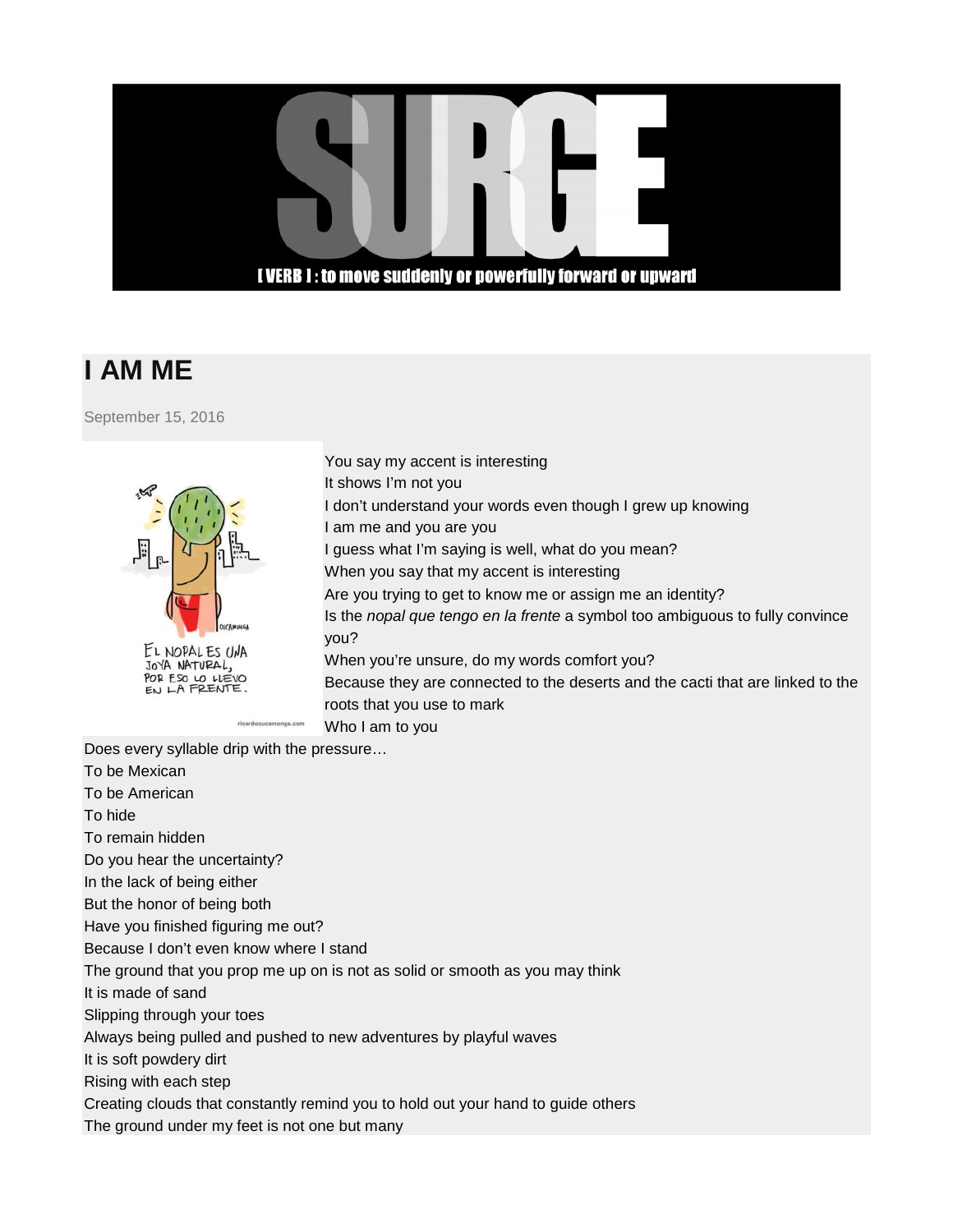# I AM ME

September 15, 2016

You say my accent is interesting
It shows I'm not you
I don't understand your words even though I grew up knowing
I am me and you are you
I guess what I'm saying is well, what do you mean?
When you say that my accent is interesting
Are you trying to get to know me or assign me an identity?
Is the *nopal que tengo en la frente* a symbol too ambiguous to fully convince you?
When you're unsure, do my words comfort you?
Because they are connected to the deserts and the cacti that are linked to the roots that you use to mark
Who I am to you
Does every syllable drip with the pressure…
To be Mexican
To be American
To hide
To remain hidden
Do you hear the uncertainty?
In the lack of being either
But the honor of being both
Have you finished figuring me out?
Because I don't even know where I stand
The ground that you prop me up on is not as solid or smooth as you may think
It is made of sand
Slipping through your toes
Always being pulled and pushed to new adventures by playful waves
It is soft powdery dirt
Rising with each step
Creating clouds that constantly remind you to hold out your hand to guide others
The ground under my feet is not one but many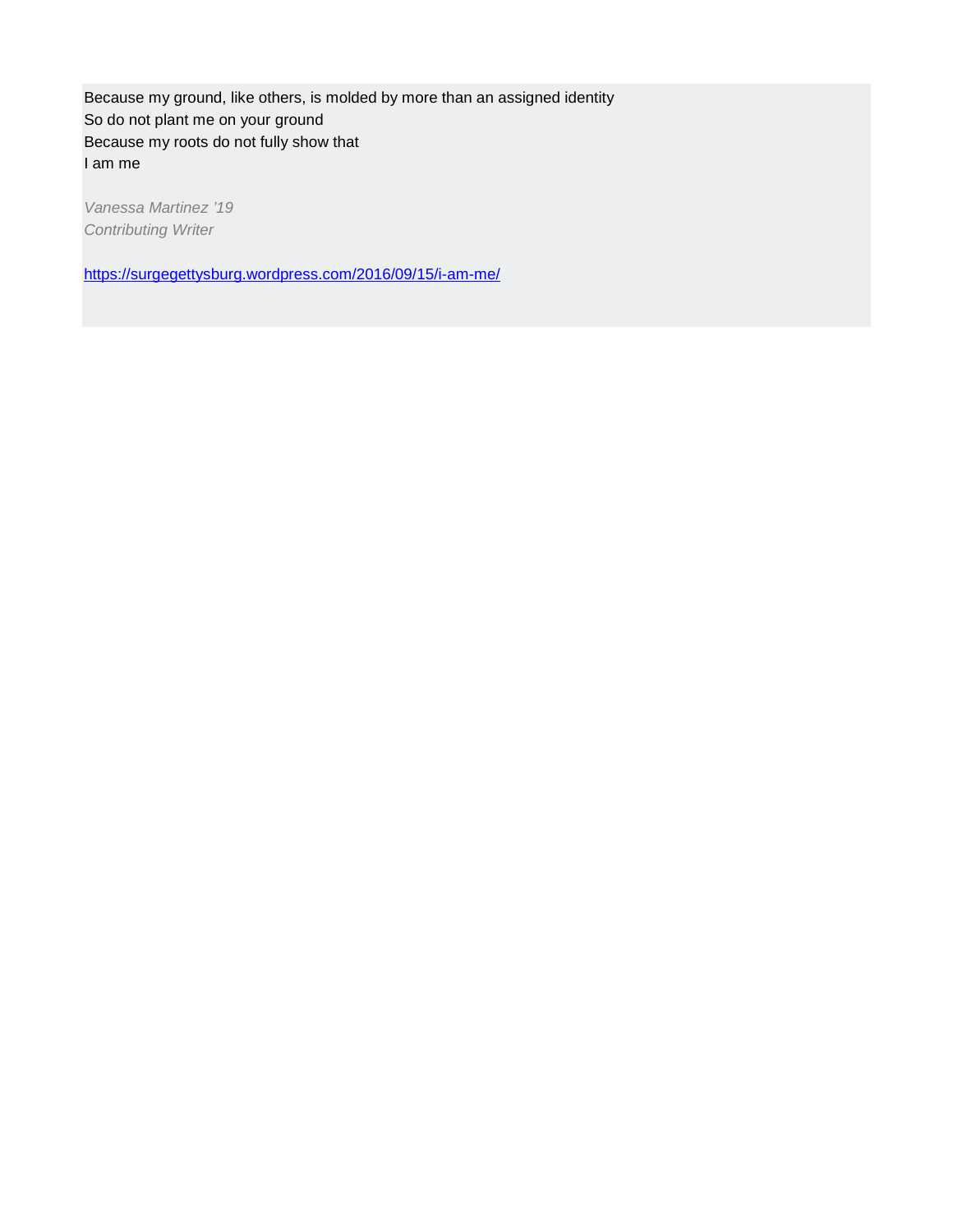Because my ground, like others, is molded by more than an assigned identity
So do not plant me on your ground
Because my roots do not fully show that
I am me

*Vanessa Martinez '19*
*Contributing Writer*

https://surgegettysburg.wordpress.com/2016/09/15/i-am-me/